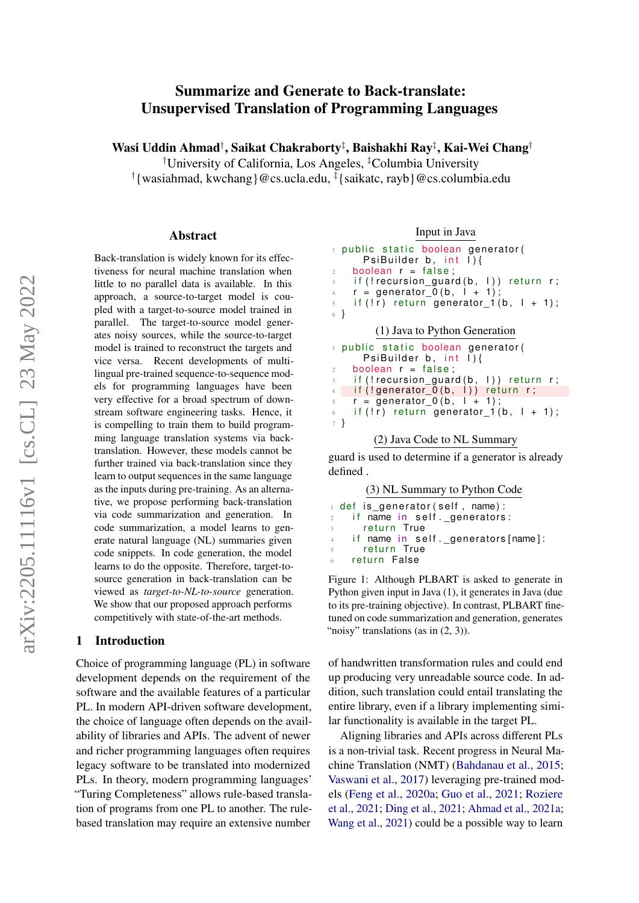# Summarize and Generate to Back-translate: Unsupervised Translation of Programming Languages

**Wasi Uddin Ahmad**[†]**, Saikat Chakraborty**[‡]**, Baishakhi Ray**[‡]**, Kai-Wei Chang**[†]

[†]University of California, Los Angeles, [‡]Columbia University

[†]{wasiahmad, kwchang}@cs.ucla.edu, [‡]{saikatc, rayb}@cs.columbia.edu

## Abstract

Back-translation is widely known for its effectiveness for neural machine translation when little to no parallel data is available. In this approach, a source-to-target model is coupled with a target-to-source model trained in parallel. The target-to-source model generates noisy sources, while the source-to-target model is trained to reconstruct the targets and vice versa. Recent developments of multilingual pre-trained sequence-to-sequence models for programming languages have been very effective for a broad spectrum of downstream software engineering tasks. Hence, it is compelling to train them to build programming language translation systems via back-translation. However, these models cannot be further trained via back-translation since they learn to output sequences in the same language as the inputs during pre-training. As an alternative, we propose performing back-translation via code summarization and generation. In code summarization, a model learns to generate natural language (NL) summaries given code snippets. In code generation, the model learns to do the opposite. Therefore, target-to-source generation in back-translation can be viewed as *target-to-NL-to-source* generation. We show that our proposed approach performs competitively with state-of-the-art methods.

Input in Java

```
1 public static boolean generator(
      PsiBuilder b, int l){
2   boolean r = false;
3   if(!recursion_guard(b, l)) return r;
4   r = generator_0(b, l + 1);
5   if(!r) return generator_1(b, l + 1);
6 }
```

(1) Java to Python Generation

```
1 public static boolean generator(
      PsiBuilder b, int l){
2   boolean r = false;
3   if(!recursion_guard(b, l)) return r;
4   if(!generator_0(b, l)) return r;
5   r = generator_0(b, l + 1);
6   if(!r) return generator_1(b, l + 1);
7 }
```

(2) Java Code to NL Summary

guard is used to determine if a generator is already defined .

(3) NL Summary to Python Code

```
1 def is_generator(self, name):
2   if name in self._generators:
3     return True
4   if name in self._generators[name]:
5     return True
6   return False
```

Figure 1: Although PLBART is asked to generate in Python given input in Java (1), it generates in Java (due to its pre-training objective). In contrast, PLBART fine-tuned on code summarization and generation, generates "noisy" translations (as in (2, 3)).

## 1 Introduction

Choice of programming language (PL) in software development depends on the requirement of the software and the available features of a particular PL. In modern API-driven software development, the choice of language often depends on the availability of libraries and APIs. The advent of newer and richer programming languages often requires legacy software to be translated into modernized PLs. In theory, modern programming languages' "Turing Completeness" allows rule-based translation of programs from one PL to another. The rule-based translation may require an extensive number of handwritten transformation rules and could end up producing very unreadable source code. In addition, such translation could entail translating the entire library, even if a library implementing similar functionality is available in the target PL.

Aligning libraries and APIs across different PLs is a non-trivial task. Recent progress in Neural Machine Translation (NMT) (Bahdanau et al., 2015; Vaswani et al., 2017) leveraging pre-trained models (Feng et al., 2020a; Guo et al., 2021; Roziere et al., 2021; Ding et al., 2021; Ahmad et al., 2021a; Wang et al., 2021) could be a possible way to learn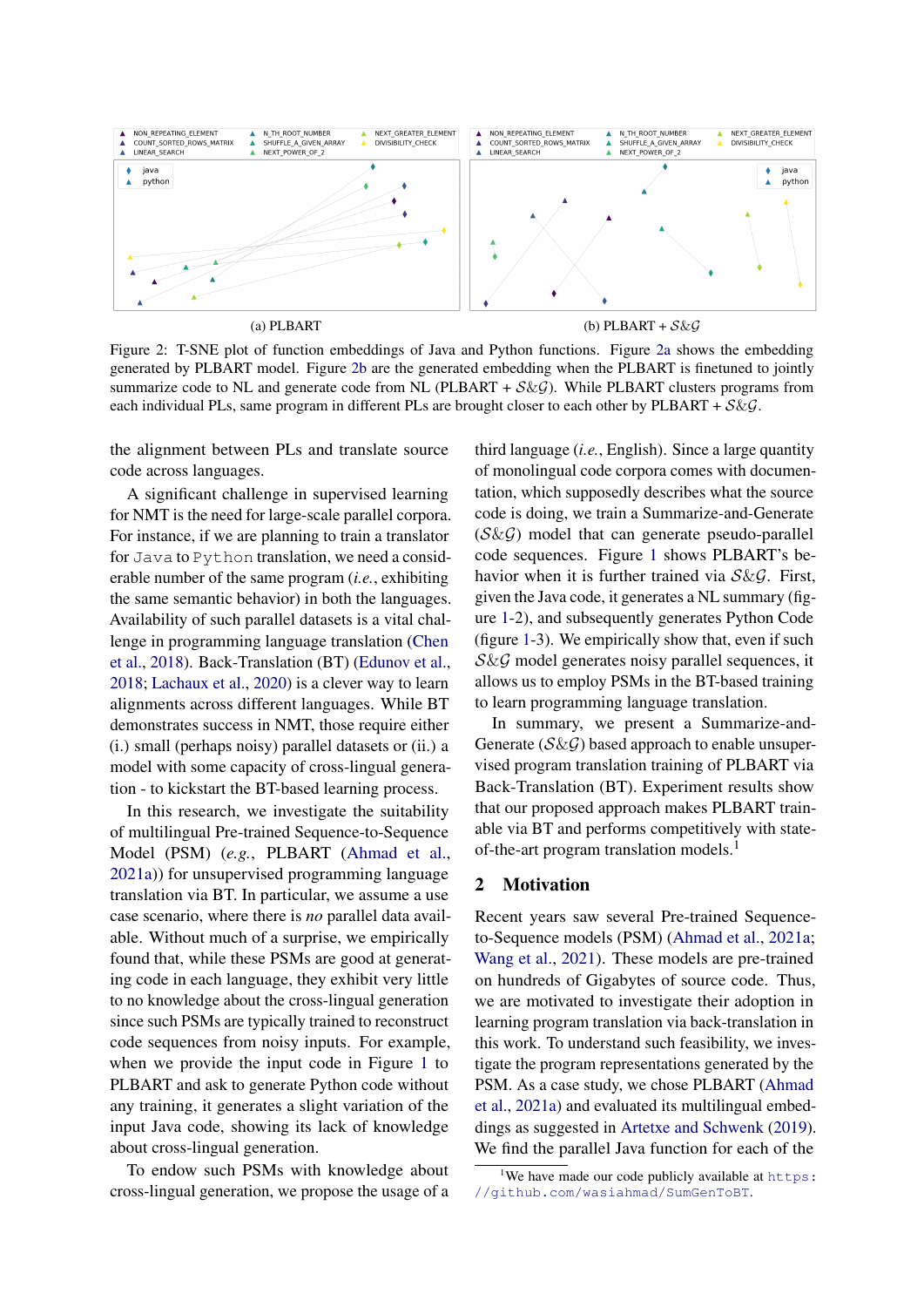(a) PLBART

(b) PLBART + $\mathcal{S}\&\mathcal{G}$

Figure 2: T-SNE plot of function embeddings of Java and Python functions. Figure 2a shows the embedding generated by PLBART model. Figure 2b are the generated embedding when the PLBART is finetuned to jointly summarize code to NL and generate code from NL (PLBART + $\mathcal{S}\&\mathcal{G}$). While PLBART clusters programs from each individual PLs, same program in different PLs are brought closer to each other by PLBART + $\mathcal{S}\&\mathcal{G}$.

the alignment between PLs and translate source code across languages.

A significant challenge in supervised learning for NMT is the need for large-scale parallel corpora. For instance, if we are planning to train a translator for `Java` to `Python` translation, we need a considerable number of the same program (*i.e.*, exhibiting the same semantic behavior) in both the languages. Availability of such parallel datasets is a vital challenge in programming language translation (Chen et al., 2018). Back-Translation (BT) (Edunov et al., 2018; Lachaux et al., 2020) is a clever way to learn alignments across different languages. While BT demonstrates success in NMT, those require either (i.) small (perhaps noisy) parallel datasets or (ii.) a model with some capacity of cross-lingual generation - to kickstart the BT-based learning process.

In this research, we investigate the suitability of multilingual Pre-trained Sequence-to-Sequence Model (PSM) (*e.g.*, PLBART (Ahmad et al., 2021a)) for unsupervised programming language translation via BT. In particular, we assume a use case scenario, where there is *no* parallel data available. Without much of a surprise, we empirically found that, while these PSMs are good at generating code in each language, they exhibit very little to no knowledge about the cross-lingual generation since such PSMs are typically trained to reconstruct code sequences from noisy inputs. For example, when we provide the input code in Figure 1 to PLBART and ask to generate Python code without any training, it generates a slight variation of the input Java code, showing its lack of knowledge about cross-lingual generation.

To endow such PSMs with knowledge about cross-lingual generation, we propose the usage of a third language (*i.e.*, English). Since a large quantity of monolingual code corpora comes with documentation, which supposedly describes what the source code is doing, we train a Summarize-and-Generate ($\mathcal{S}\&\mathcal{G}$) model that can generate pseudo-parallel code sequences. Figure 1 shows PLBART's behavior when it is further trained via $\mathcal{S}\&\mathcal{G}$. First, given the Java code, it generates a NL summary (figure 1-2), and subsequently generates Python Code (figure 1-3). We empirically show that, even if such $\mathcal{S}\&\mathcal{G}$ model generates noisy parallel sequences, it allows us to employ PSMs in the BT-based training to learn programming language translation.

In summary, we present a Summarize-and-Generate ($\mathcal{S}\&\mathcal{G}$) based approach to enable unsupervised program translation training of PLBART via Back-Translation (BT). Experiment results show that our proposed approach makes PLBART trainable via BT and performs competitively with state-of-the-art program translation models.[1]

## 2 Motivation

Recent years saw several Pre-trained Sequence-to-Sequence models (PSM) (Ahmad et al., 2021a; Wang et al., 2021). These models are pre-trained on hundreds of Gigabytes of source code. Thus, we are motivated to investigate their adoption in learning program translation via back-translation in this work. To understand such feasibility, we investigate the program representations generated by the PSM. As a case study, we chose PLBART (Ahmad et al., 2021a) and evaluated its multilingual embeddings as suggested in Artetxe and Schwenk (2019). We find the parallel Java function for each of the

[1] We have made our code publicly available at https://github.com/wasiahmad/SumGenToBT.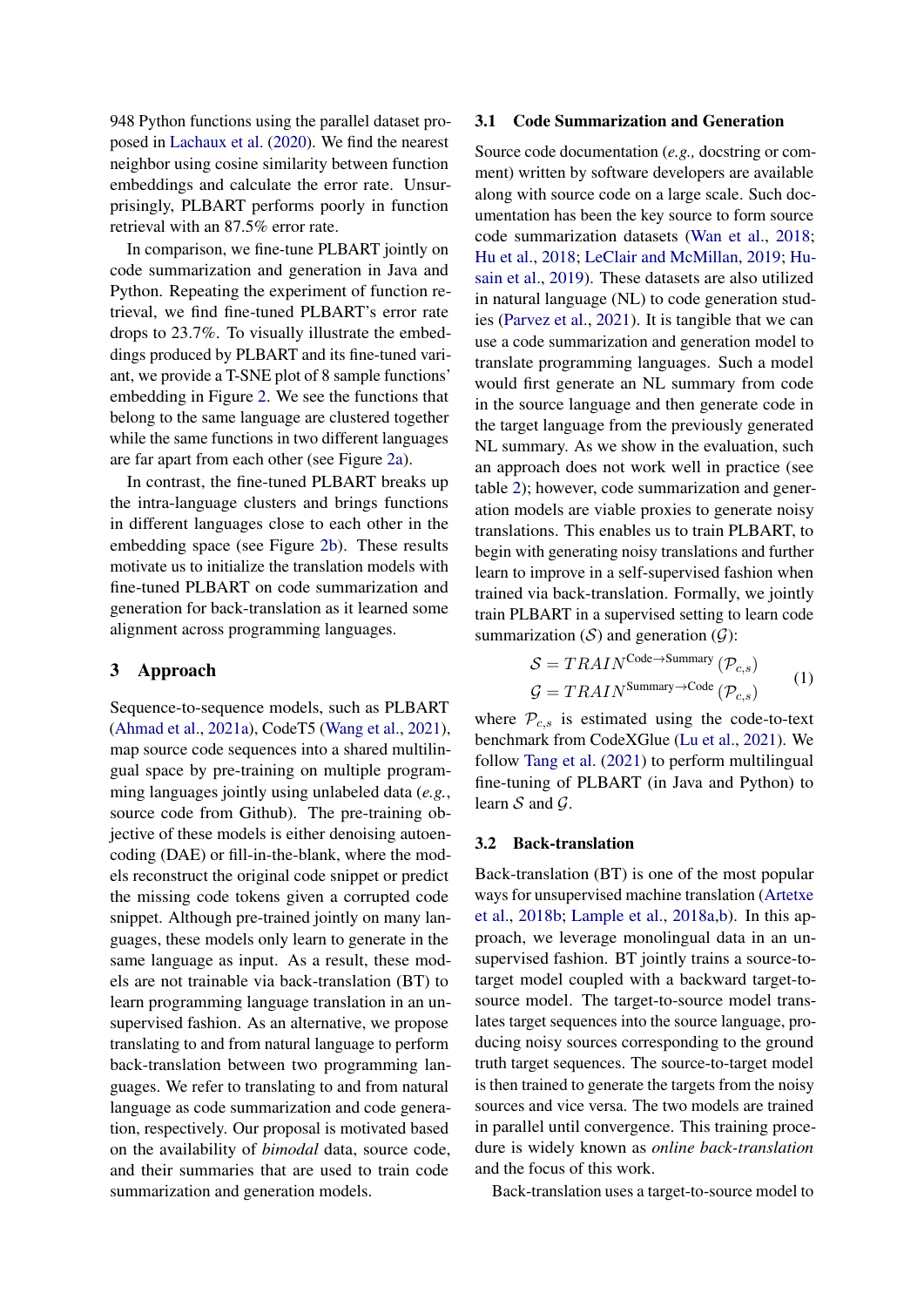948 Python functions using the parallel dataset proposed in Lachaux et al. (2020). We find the nearest neighbor using cosine similarity between function embeddings and calculate the error rate. Unsurprisingly, PLBART performs poorly in function retrieval with an 87.5% error rate.

In comparison, we fine-tune PLBART jointly on code summarization and generation in Java and Python. Repeating the experiment of function retrieval, we find fine-tuned PLBART's error rate drops to 23.7%. To visually illustrate the embeddings produced by PLBART and its fine-tuned variant, we provide a T-SNE plot of 8 sample functions' embedding in Figure 2. We see the functions that belong to the same language are clustered together while the same functions in two different languages are far apart from each other (see Figure 2a).

In contrast, the fine-tuned PLBART breaks up the intra-language clusters and brings functions in different languages close to each other in the embedding space (see Figure 2b). These results motivate us to initialize the translation models with fine-tuned PLBART on code summarization and generation for back-translation as it learned some alignment across programming languages.

## 3 Approach

Sequence-to-sequence models, such as PLBART (Ahmad et al., 2021a), CodeT5 (Wang et al., 2021), map source code sequences into a shared multilingual space by pre-training on multiple programming languages jointly using unlabeled data (*e.g.*, source code from Github). The pre-training objective of these models is either denoising autoencoding (DAE) or fill-in-the-blank, where the models reconstruct the original code snippet or predict the missing code tokens given a corrupted code snippet. Although pre-trained jointly on many languages, these models only learn to generate in the same language as input. As a result, these models are not trainable via back-translation (BT) to learn programming language translation in an unsupervised fashion. As an alternative, we propose translating to and from natural language to perform back-translation between two programming languages. We refer to translating to and from natural language as code summarization and code generation, respectively. Our proposal is motivated based on the availability of *bimodal* data, source code, and their summaries that are used to train code summarization and generation models.

### 3.1 Code Summarization and Generation

Source code documentation (*e.g.,* docstring or comment) written by software developers are available along with source code on a large scale. Such documentation has been the key source to form source code summarization datasets (Wan et al., 2018; Hu et al., 2018; LeClair and McMillan, 2019; Husain et al., 2019). These datasets are also utilized in natural language (NL) to code generation studies (Parvez et al., 2021). It is tangible that we can use a code summarization and generation model to translate programming languages. Such a model would first generate an NL summary from code in the source language and then generate code in the target language from the previously generated NL summary. As we show in the evaluation, such an approach does not work well in practice (see table 2); however, code summarization and generation models are viable proxies to generate noisy translations. This enables us to train PLBART, to begin with generating noisy translations and further learn to improve in a self-supervised fashion when trained via back-translation. Formally, we jointly train PLBART in a supervised setting to learn code summarization ($\mathcal{S}$) and generation ($\mathcal{G}$):

$$
\begin{aligned}
\mathcal{S} &= TRAIN^{\text{Code}\rightarrow\text{Summary}}\left(\mathcal{P}_{c,s}\right) \\
\mathcal{G} &= TRAIN^{\text{Summary}\rightarrow\text{Code}}\left(\mathcal{P}_{c,s}\right)
\end{aligned}
\tag{1}
$$

where $\mathcal{P}_{c,s}$ is estimated using the code-to-text benchmark from CodeXGlue (Lu et al., 2021). We follow Tang et al. (2021) to perform multilingual fine-tuning of PLBART (in Java and Python) to learn $\mathcal{S}$ and $\mathcal{G}$.

### 3.2 Back-translation

Back-translation (BT) is one of the most popular ways for unsupervised machine translation (Artetxe et al., 2018b; Lample et al., 2018a,b). In this approach, we leverage monolingual data in an unsupervised fashion. BT jointly trains a source-to-target model coupled with a backward target-to-source model. The target-to-source model translates target sequences into the source language, producing noisy sources corresponding to the ground truth target sequences. The source-to-target model is then trained to generate the targets from the noisy sources and vice versa. The two models are trained in parallel until convergence. This training procedure is widely known as *online back-translation* and the focus of this work.

Back-translation uses a target-to-source model to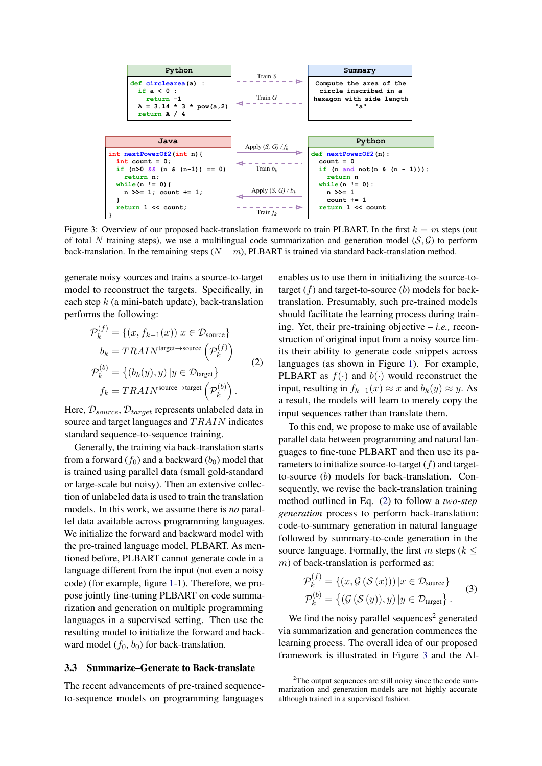**Python**

```python
def circlearea(a) :
  if a < 0 :
    return -1
  A = 3.14 * 3 * pow(a,2)
  return A / 4
```

Train $S$

Train $G$

**Summary**

Compute the area of the circle inscribed in a hexagon with side length "a"

**Java**

```java
int nextPowerOf2(int n){
  int count = 0;
  if (n>0 && (n & (n-1)) == 0)
    return n;
  while(n != 0){
    n >>= 1; count += 1;
  }
  return 1 << count;
}
```

Apply $(S, G) / f_k$

Train $b_k$

Apply $(S, G) / b_k$

Train $f_k$

**Python**

```python
def nextPowerOf2(n):
  count = 0
  if (n and not(n & (n - 1))):
    return n
  while(n != 0):
    n >>= 1
    count += 1
  return 1 << count
```

Figure 3: Overview of our proposed back-translation framework to train PLBART. In the first $k = m$ steps (out of total $N$ training steps), we use a multilingual code summarization and generation model $(\mathcal{S}, \mathcal{G})$ to perform back-translation. In the remaining steps $(N - m)$, PLBART is trained via standard back-translation method.

generate noisy sources and trains a source-to-target model to reconstruct the targets. Specifically, in each step $k$ (a mini-batch update), back-translation performs the following:

$$
\begin{aligned}
\mathcal{P}_k^{(f)} &= \{(x, f_{k-1}(x)) | x \in \mathcal{D}_{\text{source}}\} \\
b_k &= TRAIN^{\text{target}\rightarrow\text{source}}\left(\mathcal{P}_k^{(f)}\right) \\
\mathcal{P}_k^{(b)} &= \left\{(b_k(y), y) \, | y \in \mathcal{D}_{\text{target}}\right\} \\
f_k &= TRAIN^{\text{source}\rightarrow\text{target}}\left(\mathcal{P}_k^{(b)}\right).
\end{aligned} \tag{2}
$$

Here, $\mathcal{D}_{source}$, $\mathcal{D}_{target}$ represents unlabeled data in source and target languages and $TRAIN$ indicates standard sequence-to-sequence training.

Generally, the training via back-translation starts from a forward ($f_0$) and a backward ($b_0$) model that is trained using parallel data (small gold-standard or large-scale but noisy). Then an extensive collection of unlabeled data is used to train the translation models. In this work, we assume there is *no* parallel data available across programming languages. We initialize the forward and backward model with the pre-trained language model, PLBART. As mentioned before, PLBART cannot generate code in a language different from the input (not even a noisy code) (for example, figure 1-1). Therefore, we propose jointly fine-tuning PLBART on code summarization and generation on multiple programming languages in a supervised setting. Then use the resulting model to initialize the forward and backward model ($f_0$, $b_0$) for back-translation.

### 3.3 Summarize–Generate to Back-translate

The recent advancements of pre-trained sequence-to-sequence models on programming languages enables us to use them in initializing the source-to-target ($f$) and target-to-source ($b$) models for back-translation. Presumably, such pre-trained models should facilitate the learning process during training. Yet, their pre-training objective – *i.e.,* reconstruction of original input from a noisy source limits their ability to generate code snippets across languages (as shown in Figure 1). For example, PLBART as $f(\cdot)$ and $b(\cdot)$ would reconstruct the input, resulting in $f_{k-1}(x) \approx x$ and $b_k(y) \approx y$. As a result, the models will learn to merely copy the input sequences rather than translate them.

To this end, we propose to make use of available parallel data between programming and natural languages to fine-tune PLBART and then use its parameters to initialize source-to-target ($f$) and target-to-source ($b$) models for back-translation. Consequently, we revise the back-translation training method outlined in Eq. (2) to follow a *two-step generation* process to perform back-translation: code-to-summary generation in natural language followed by summary-to-code generation in the source language. Formally, the first $m$ steps ($k \leq m$) of back-translation is performed as:

$$
\begin{aligned}
\mathcal{P}_k^{(f)} &= \{(x, \mathcal{G}\left(\mathcal{S}\left(x\right)\right)) | x \in \mathcal{D}_{\text{source}}\} \\
\mathcal{P}_k^{(b)} &= \left\{(\mathcal{G}\left(\mathcal{S}\left(y\right)\right), y) \, | y \in \mathcal{D}_{\text{target}}\right\}.
\end{aligned} \tag{3}
$$

We find the noisy parallel sequences[2] generated via summarization and generation commences the learning process. The overall idea of our proposed framework is illustrated in Figure 3 and the Al-

[2]The output sequences are still noisy since the code summarization and generation models are not highly accurate although trained in a supervised fashion.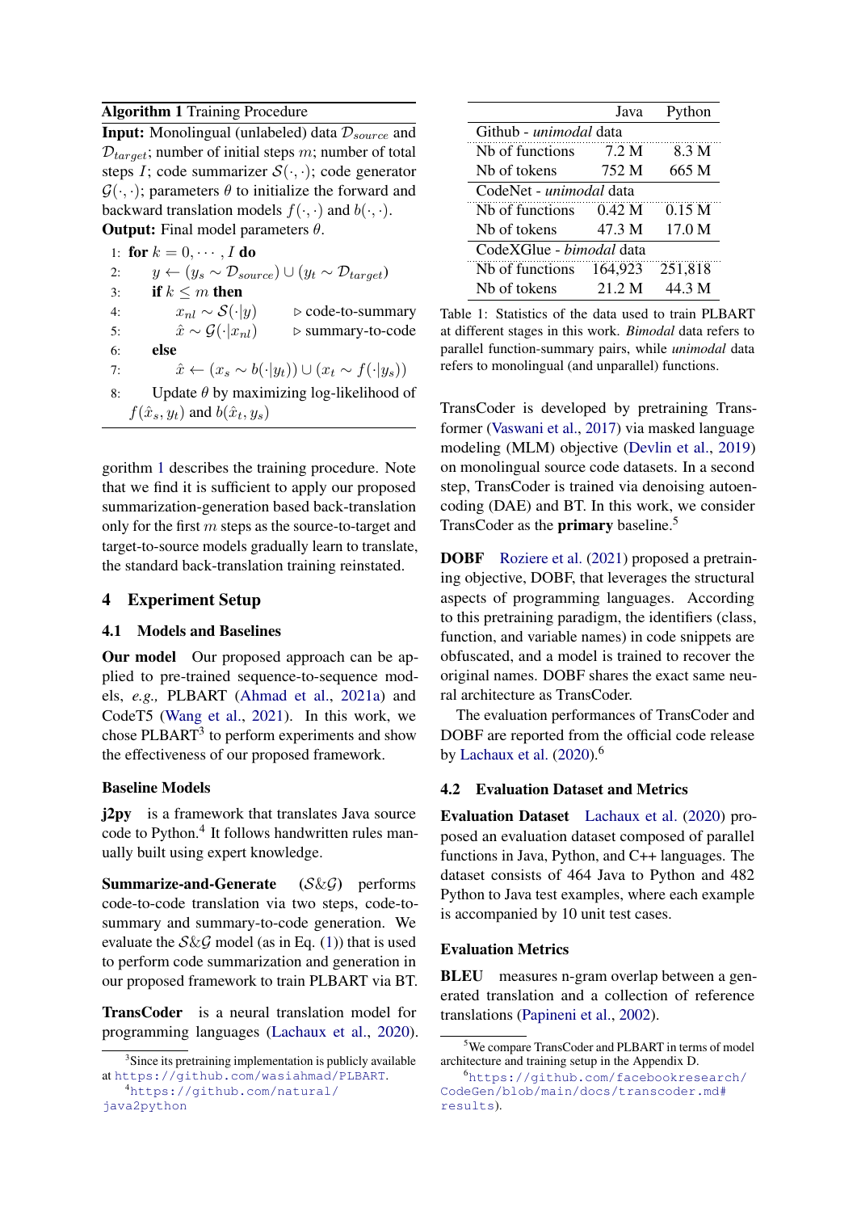**Algorithm 1** Training Procedure

**Input:** Monolingual (unlabeled) data $\mathcal{D}_{source}$ and $\mathcal{D}_{target}$; number of initial steps $m$; number of total steps $I$; code summarizer $\mathcal{S}(\cdot,\cdot)$; code generator $\mathcal{G}(\cdot,\cdot)$; parameters $\theta$ to initialize the forward and backward translation models $f(\cdot,\cdot)$ and $b(\cdot,\cdot)$.
**Output:** Final model parameters $\theta$.

1: **for** $k = 0, \cdots, I$ **do**
2: $\quad y \leftarrow (y_s \sim \mathcal{D}_{source}) \cup (y_t \sim \mathcal{D}_{target})$
3: $\quad$ **if** $k \leq m$ **then**
4: $\quad\quad x_{nl} \sim \mathcal{S}(\cdot|y)$ ▷ code-to-summary
5: $\quad\quad \hat{x} \sim \mathcal{G}(\cdot|x_{nl})$ ▷ summary-to-code
6: $\quad$ **else**
7: $\quad\quad \hat{x} \leftarrow (x_s \sim b(\cdot|y_t)) \cup (x_t \sim f(\cdot|y_s))$
8: $\quad$ Update $\theta$ by maximizing log-likelihood of $f(\hat{x}_s, y_t)$ and $b(\hat{x}_t, y_s)$

gorithm 1 describes the training procedure. Note that we find it is sufficient to apply our proposed summarization-generation based back-translation only for the first $m$ steps as the source-to-target and target-to-source models gradually learn to translate, the standard back-translation training reinstated.

## 4 Experiment Setup

### 4.1 Models and Baselines

**Our model** Our proposed approach can be applied to pre-trained sequence-to-sequence models, *e.g.,* PLBART (Ahmad et al., 2021a) and CodeT5 (Wang et al., 2021). In this work, we chose PLBART[3] to perform experiments and show the effectiveness of our proposed framework.

**Baseline Models**

**j2py** is a framework that translates Java source code to Python.[4] It follows handwritten rules manually built using expert knowledge.

**Summarize-and-Generate** ($\mathcal{S}\&\mathcal{G}$) performs code-to-code translation via two steps, code-to-summary and summary-to-code generation. We evaluate the $\mathcal{S}\&\mathcal{G}$ model (as in Eq. (1)) that is used to perform code summarization and generation in our proposed framework to train PLBART via BT.

**TransCoder** is a neural translation model for programming languages (Lachaux et al., 2020). TransCoder is developed by pretraining Transformer (Vaswani et al., 2017) via masked language modeling (MLM) objective (Devlin et al., 2019) on monolingual source code datasets. In a second step, TransCoder is trained via denoising autoencoding (DAE) and BT. In this work, we consider TransCoder as the **primary** baseline.[5]

**DOBF** Roziere et al. (2021) proposed a pretraining objective, DOBF, that leverages the structural aspects of programming languages. According to this pretraining paradigm, the identifiers (class, function, and variable names) in code snippets are obfuscated, and a model is trained to recover the original names. DOBF shares the exact same neural architecture as TransCoder.

The evaluation performances of TransCoder and DOBF are reported from the official code release by Lachaux et al. (2020).[6]

| | Java | Python |
|---|---|---|
| Github - *unimodal* data | | |
| Nb of functions | 7.2 M | 8.3 M |
| Nb of tokens | 752 M | 665 M |
| CodeNet - *unimodal* data | | |
| Nb of functions | 0.42 M | 0.15 M |
| Nb of tokens | 47.3 M | 17.0 M |
| CodeXGlue - *bimodal* data | | |
| Nb of functions | 164,923 | 251,818 |
| Nb of tokens | 21.2 M | 44.3 M |

Table 1: Statistics of the data used to train PLBART at different stages in this work. *Bimodal* data refers to parallel function-summary pairs, while *unimodal* data refers to monolingual (and unparallel) functions.

### 4.2 Evaluation Dataset and Metrics

**Evaluation Dataset** Lachaux et al. (2020) proposed an evaluation dataset composed of parallel functions in Java, Python, and C++ languages. The dataset consists of 464 Java to Python and 482 Python to Java test examples, where each example is accompanied by 10 unit test cases.

**Evaluation Metrics**

**BLEU** measures n-gram overlap between a generated translation and a collection of reference translations (Papineni et al., 2002).

[3] Since its pretraining implementation is publicly available at https://github.com/wasiahmad/PLBART.

[4] https://github.com/natural/java2python

[5] We compare TransCoder and PLBART in terms of model architecture and training setup in the Appendix D.

[6] https://github.com/facebookresearch/CodeGen/blob/main/docs/transcoder.md#results.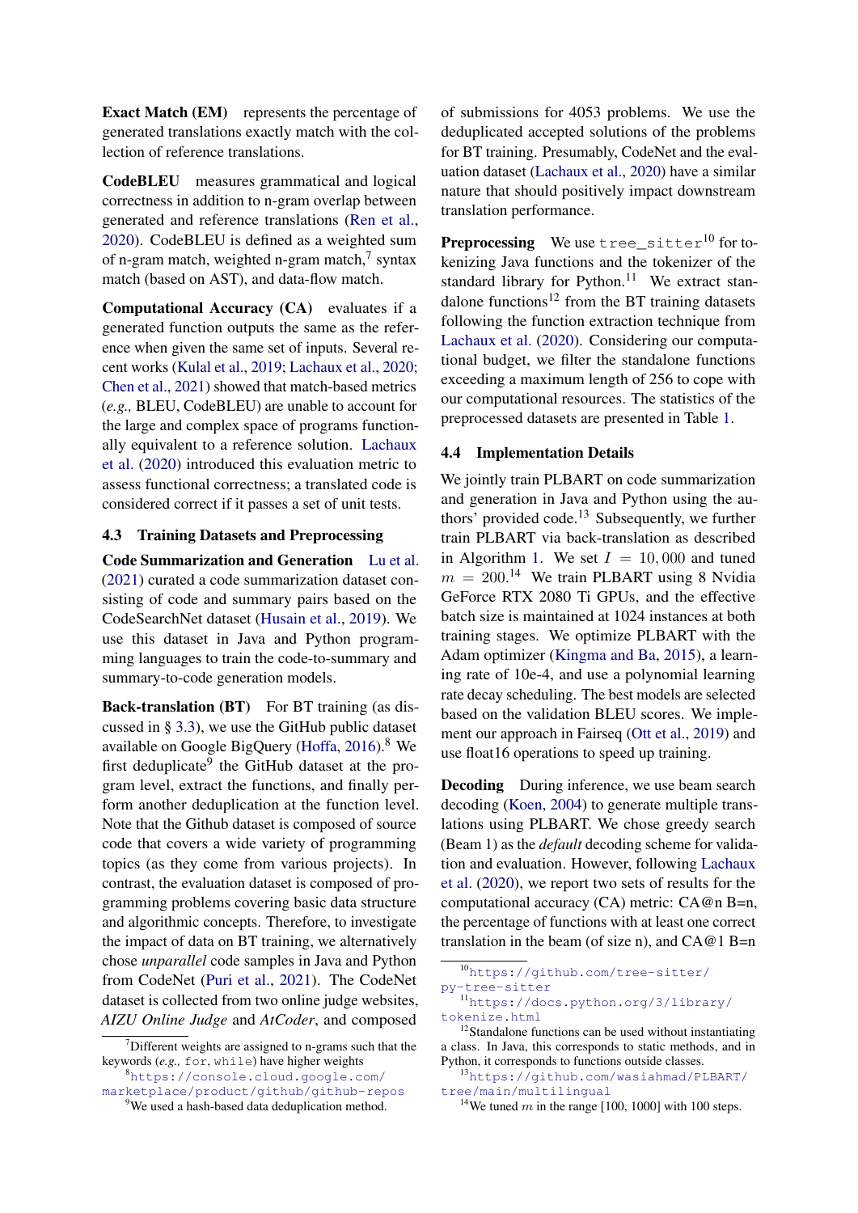**Exact Match (EM)** represents the percentage of generated translations exactly match with the collection of reference translations.

**CodeBLEU** measures grammatical and logical correctness in addition to n-gram overlap between generated and reference translations (Ren et al., 2020). CodeBLEU is defined as a weighted sum of n-gram match, weighted n-gram match,[7] syntax match (based on AST), and data-flow match.

**Computational Accuracy (CA)** evaluates if a generated function outputs the same as the reference when given the same set of inputs. Several recent works (Kulal et al., 2019; Lachaux et al., 2020; Chen et al., 2021) showed that match-based metrics (*e.g.,* BLEU, CodeBLEU) are unable to account for the large and complex space of programs functionally equivalent to a reference solution. Lachaux et al. (2020) introduced this evaluation metric to assess functional correctness; a translated code is considered correct if it passes a set of unit tests.

### 4.3 Training Datasets and Preprocessing

**Code Summarization and Generation** Lu et al. (2021) curated a code summarization dataset consisting of code and summary pairs based on the CodeSearchNet dataset (Husain et al., 2019). We use this dataset in Java and Python programming languages to train the code-to-summary and summary-to-code generation models.

**Back-translation (BT)** For BT training (as discussed in § 3.3), we use the GitHub public dataset available on Google BigQuery (Hoffa, 2016).[8] We first deduplicate[9] the GitHub dataset at the program level, extract the functions, and finally perform another deduplication at the function level. Note that the Github dataset is composed of source code that covers a wide variety of programming topics (as they come from various projects). In contrast, the evaluation dataset is composed of programming problems covering basic data structure and algorithmic concepts. Therefore, to investigate the impact of data on BT training, we alternatively chose *unparallel* code samples in Java and Python from CodeNet (Puri et al., 2021). The CodeNet dataset is collected from two online judge websites, *AIZU Online Judge* and *AtCoder*, and composed of submissions for 4053 problems. We use the deduplicated accepted solutions of the problems for BT training. Presumably, CodeNet and the evaluation dataset (Lachaux et al., 2020) have a similar nature that should positively impact downstream translation performance.

**Preprocessing** We use `tree_sitter`[10] for tokenizing Java functions and the tokenizer of the standard library for Python.[11] We extract standalone functions[12] from the BT training datasets following the function extraction technique from Lachaux et al. (2020). Considering our computational budget, we filter the standalone functions exceeding a maximum length of 256 to cope with our computational resources. The statistics of the preprocessed datasets are presented in Table 1.

### 4.4 Implementation Details

We jointly train PLBART on code summarization and generation in Java and Python using the authors' provided code.[13] Subsequently, we further train PLBART via back-translation as described in Algorithm 1. We set $I = 10,000$ and tuned $m = 200$.[14] We train PLBART using 8 Nvidia GeForce RTX 2080 Ti GPUs, and the effective batch size is maintained at 1024 instances at both training stages. We optimize PLBART with the Adam optimizer (Kingma and Ba, 2015), a learning rate of 10e-4, and use a polynomial learning rate decay scheduling. The best models are selected based on the validation BLEU scores. We implement our approach in Fairseq (Ott et al., 2019) and use float16 operations to speed up training.

**Decoding** During inference, we use beam search decoding (Koen, 2004) to generate multiple translations using PLBART. We chose greedy search (Beam 1) as the *default* decoding scheme for validation and evaluation. However, following Lachaux et al. (2020), we report two sets of results for the computational accuracy (CA) metric: CA@n B=n, the percentage of functions with at least one correct translation in the beam (of size n), and CA@1 B=n

[7] Different weights are assigned to n-grams such that the keywords (*e.g.,* `for`, `while`) have higher weights

[8] https://console.cloud.google.com/marketplace/product/github/github-repos

[9] We used a hash-based data deduplication method.

[10] https://github.com/tree-sitter/py-tree-sitter

[11] https://docs.python.org/3/library/tokenize.html

[12] Standalone functions can be used without instantiating a class. In Java, this corresponds to static methods, and in Python, it corresponds to functions outside classes.

[13] https://github.com/wasiahmad/PLBART/tree/main/multilingual

[14] We tuned $m$ in the range [100, 1000] with 100 steps.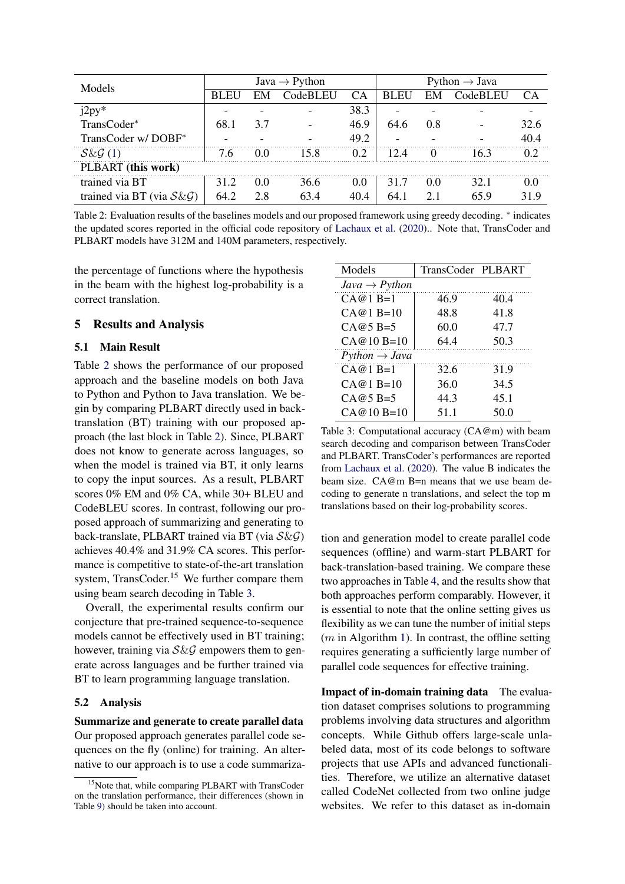| Models | Java → Python | | | | Python → Java | | | |
|---|---|---|---|---|---|---|---|---|
| | BLEU | EM | CodeBLEU | CA | BLEU | EM | CodeBLEU | CA |
| j2py* | - | - | - | 38.3 | - | - | - | - |
| TransCoder* | 68.1 | 3.7 | - | 46.9 | 64.6 | 0.8 | - | 32.6 |
| TransCoder w/ DOBF* | - | - | - | 49.2 | - | - | - | 40.4 |
| $\mathcal{S}\&\mathcal{G}$ (1) | 7.6 | 0.0 | 15.8 | 0.2 | 12.4 | 0 | 16.3 | 0.2 |
| PLBART **(this work)** | | | | | | | | |
| trained via BT | 31.2 | 0.0 | 36.6 | 0.0 | 31.7 | 0.0 | 32.1 | 0.0 |
| trained via BT (via $\mathcal{S}\&\mathcal{G}$) | 64.2 | 2.8 | 63.4 | 40.4 | 64.1 | 2.1 | 65.9 | 31.9 |

Table 2: Evaluation results of the baselines models and our proposed framework using greedy decoding. * indicates the updated scores reported in the official code repository of Lachaux et al. (2020).. Note that, TransCoder and PLBART models have 312M and 140M parameters, respectively.

the percentage of functions where the hypothesis in the beam with the highest log-probability is a correct translation.

## 5 Results and Analysis

### 5.1 Main Result

Table 2 shows the performance of our proposed approach and the baseline models on both Java to Python and Python to Java translation. We begin by comparing PLBART directly used in back-translation (BT) training with our proposed approach (the last block in Table 2). Since, PLBART does not know to generate across languages, so when the model is trained via BT, it only learns to copy the input sources. As a result, PLBART scores 0% EM and 0% CA, while 30+ BLEU and CodeBLEU scores. In contrast, following our proposed approach of summarizing and generating to back-translate, PLBART trained via BT (via $\mathcal{S}\&\mathcal{G}$) achieves 40.4% and 31.9% CA scores. This performance is competitive to state-of-the-art translation system, TransCoder.[15] We further compare them using beam search decoding in Table 3.

Overall, the experimental results confirm our conjecture that pre-trained sequence-to-sequence models cannot be effectively used in BT training; however, training via $\mathcal{S}\&\mathcal{G}$ empowers them to generate across languages and be further trained via BT to learn programming language translation.

### 5.2 Analysis

**Summarize and generate to create parallel data** Our proposed approach generates parallel code sequences on the fly (online) for training. An alternative to our approach is to use a code summarization and generation model to create parallel code sequences (offline) and warm-start PLBART for back-translation-based training. We compare these two approaches in Table 4, and the results show that both approaches perform comparably. However, it is essential to note that the online setting gives us flexibility as we can tune the number of initial steps ($m$ in Algorithm 1). In contrast, the offline setting requires generating a sufficiently large number of parallel code sequences for effective training.

| Models | TransCoder | PLBART |
|---|---|---|
| *Java → Python* | | |
| CA@1 B=1 | 46.9 | 40.4 |
| CA@1 B=10 | 48.8 | 41.8 |
| CA@5 B=5 | 60.0 | 47.7 |
| CA@10 B=10 | 64.4 | 50.3 |
| *Python → Java* | | |
| CA@1 B=1 | 32.6 | 31.9 |
| CA@1 B=10 | 36.0 | 34.5 |
| CA@5 B=5 | 44.3 | 45.1 |
| CA@10 B=10 | 51.1 | 50.0 |

Table 3: Computational accuracy (CA@m) with beam search decoding and comparison between TransCoder and PLBART. TransCoder's performances are reported from Lachaux et al. (2020). The value B indicates the beam size. CA@m B=n means that we use beam decoding to generate n translations, and select the top m translations based on their log-probability scores.

**Impact of in-domain training data** The evaluation dataset comprises solutions to programming problems involving data structures and algorithm concepts. While Github offers large-scale unlabeled data, most of its code belongs to software projects that use APIs and advanced functionalities. Therefore, we utilize an alternative dataset called CodeNet collected from two online judge websites. We refer to this dataset as in-domain

[15] Note that, while comparing PLBART with TransCoder on the translation performance, their differences (shown in Table 9) should be taken into account.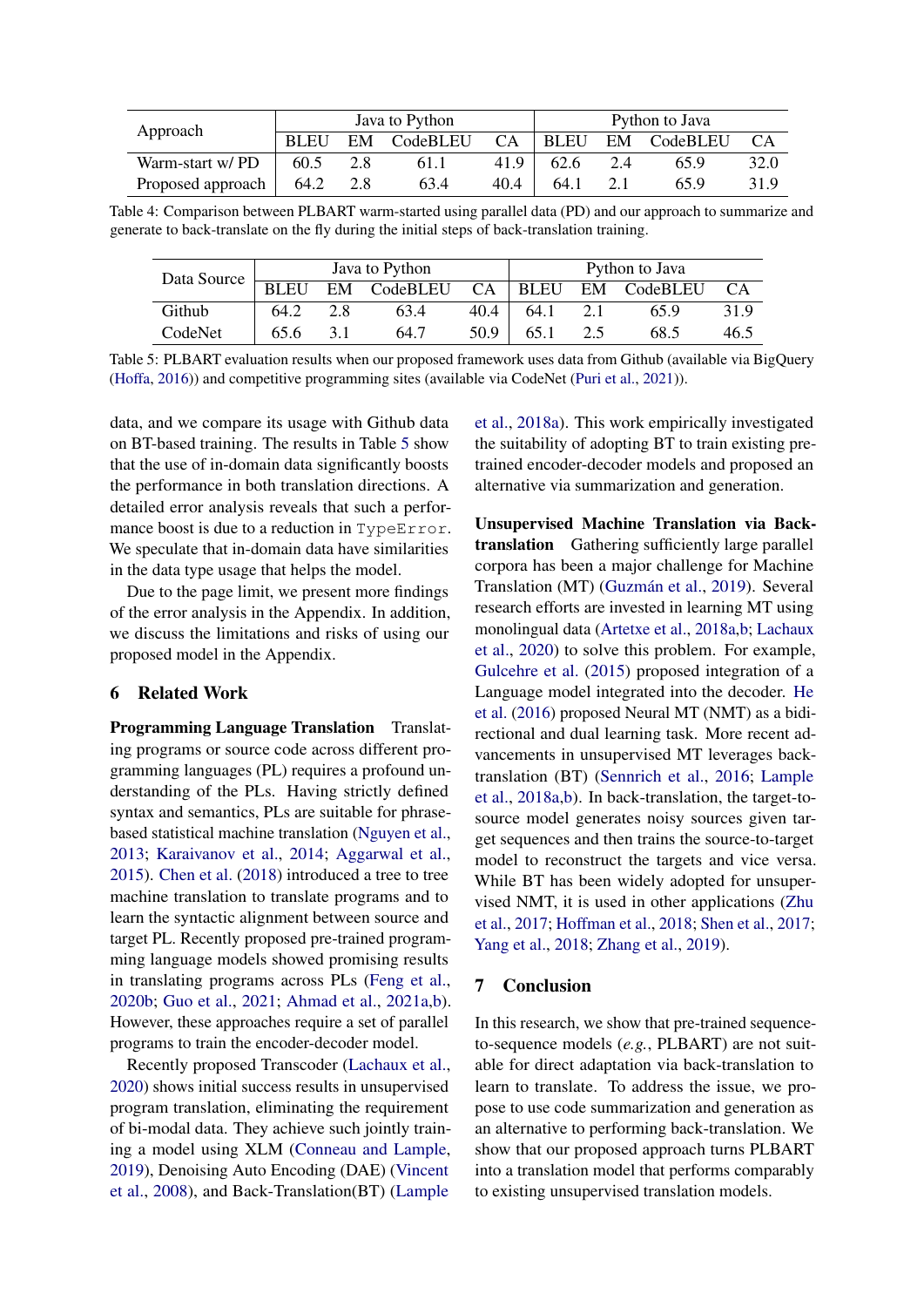| Approach | Java to Python | | | | Python to Java | | | |
|---|---|---|---|---|---|---|---|---|
| | BLEU | EM | CodeBLEU | CA | BLEU | EM | CodeBLEU | CA |
| Warm-start w/ PD | 60.5 | 2.8 | 61.1 | 41.9 | 62.6 | 2.4 | 65.9 | 32.0 |
| Proposed approach | 64.2 | 2.8 | 63.4 | 40.4 | 64.1 | 2.1 | 65.9 | 31.9 |

Table 4: Comparison between PLBART warm-started using parallel data (PD) and our approach to summarize and generate to back-translate on the fly during the initial steps of back-translation training.

| Data Source | Java to Python | | | | Python to Java | | | |
|---|---|---|---|---|---|---|---|---|
| | BLEU | EM | CodeBLEU | CA | BLEU | EM | CodeBLEU | CA |
| Github | 64.2 | 2.8 | 63.4 | 40.4 | 64.1 | 2.1 | 65.9 | 31.9 |
| CodeNet | 65.6 | 3.1 | 64.7 | 50.9 | 65.1 | 2.5 | 68.5 | 46.5 |

Table 5: PLBART evaluation results when our proposed framework uses data from Github (available via BigQuery (Hoffa, 2016)) and competitive programming sites (available via CodeNet (Puri et al., 2021)).

data, and we compare its usage with Github data on BT-based training. The results in Table 5 show that the use of in-domain data significantly boosts the performance in both translation directions. A detailed error analysis reveals that such a performance boost is due to a reduction in `TypeError`. We speculate that in-domain data have similarities in the data type usage that helps the model.

Due to the page limit, we present more findings of the error analysis in the Appendix. In addition, we discuss the limitations and risks of using our proposed model in the Appendix.

## 6 Related Work

**Programming Language Translation** Translating programs or source code across different programming languages (PL) requires a profound understanding of the PLs. Having strictly defined syntax and semantics, PLs are suitable for phrase-based statistical machine translation (Nguyen et al., 2013; Karaivanov et al., 2014; Aggarwal et al., 2015). Chen et al. (2018) introduced a tree to tree machine translation to translate programs and to learn the syntactic alignment between source and target PL. Recently proposed pre-trained programming language models showed promising results in translating programs across PLs (Feng et al., 2020b; Guo et al., 2021; Ahmad et al., 2021a,b). However, these approaches require a set of parallel programs to train the encoder-decoder model.

Recently proposed Transcoder (Lachaux et al., 2020) shows initial success results in unsupervised program translation, eliminating the requirement of bi-modal data. They achieve such jointly training a model using XLM (Conneau and Lample, 2019), Denoising Auto Encoding (DAE) (Vincent et al., 2008), and Back-Translation(BT) (Lample et al., 2018a). This work empirically investigated the suitability of adopting BT to train existing pre-trained encoder-decoder models and proposed an alternative via summarization and generation.

**Unsupervised Machine Translation via Back-translation** Gathering sufficiently large parallel corpora has been a major challenge for Machine Translation (MT) (Guzmán et al., 2019). Several research efforts are invested in learning MT using monolingual data (Artetxe et al., 2018a,b; Lachaux et al., 2020) to solve this problem. For example, Gulcehre et al. (2015) proposed integration of a Language model integrated into the decoder. He et al. (2016) proposed Neural MT (NMT) as a bidirectional and dual learning task. More recent advancements in unsupervised MT leverages back-translation (BT) (Sennrich et al., 2016; Lample et al., 2018a,b). In back-translation, the target-to-source model generates noisy sources given target sequences and then trains the source-to-target model to reconstruct the targets and vice versa. While BT has been widely adopted for unsupervised NMT, it is used in other applications (Zhu et al., 2017; Hoffman et al., 2018; Shen et al., 2017; Yang et al., 2018; Zhang et al., 2019).

## 7 Conclusion

In this research, we show that pre-trained sequence-to-sequence models (*e.g.*, PLBART) are not suitable for direct adaptation via back-translation to learn to translate. To address the issue, we propose to use code summarization and generation as an alternative to performing back-translation. We show that our proposed approach turns PLBART into a translation model that performs comparably to existing unsupervised translation models.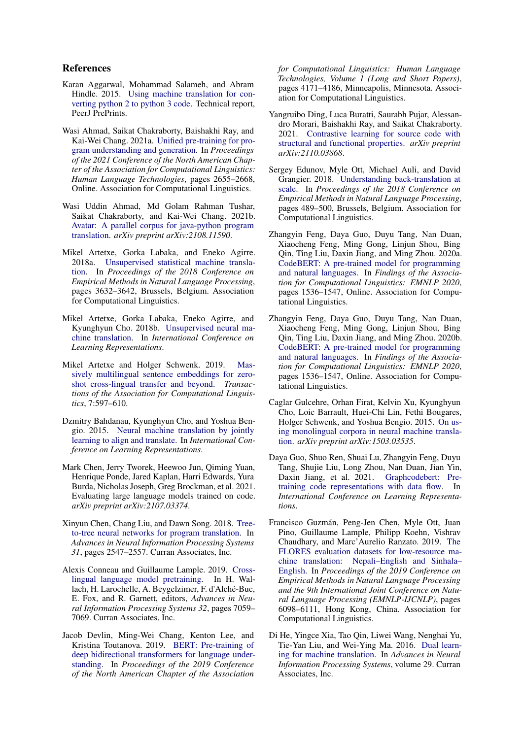## References

Karan Aggarwal, Mohammad Salameh, and Abram Hindle. 2015. Using machine translation for converting python 2 to python 3 code. Technical report, PeerJ PrePrints.

Wasi Ahmad, Saikat Chakraborty, Baishakhi Ray, and Kai-Wei Chang. 2021a. Unified pre-training for program understanding and generation. In *Proceedings of the 2021 Conference of the North American Chapter of the Association for Computational Linguistics: Human Language Technologies*, pages 2655–2668, Online. Association for Computational Linguistics.

Wasi Uddin Ahmad, Md Golam Rahman Tushar, Saikat Chakraborty, and Kai-Wei Chang. 2021b. Avatar: A parallel corpus for java-python program translation. *arXiv preprint arXiv:2108.11590*.

Mikel Artetxe, Gorka Labaka, and Eneko Agirre. 2018a. Unsupervised statistical machine translation. In *Proceedings of the 2018 Conference on Empirical Methods in Natural Language Processing*, pages 3632–3642, Brussels, Belgium. Association for Computational Linguistics.

Mikel Artetxe, Gorka Labaka, Eneko Agirre, and Kyunghyun Cho. 2018b. Unsupervised neural machine translation. In *International Conference on Learning Representations*.

Mikel Artetxe and Holger Schwenk. 2019. Massively multilingual sentence embeddings for zero-shot cross-lingual transfer and beyond. *Transactions of the Association for Computational Linguistics*, 7:597–610.

Dzmitry Bahdanau, Kyunghyun Cho, and Yoshua Bengio. 2015. Neural machine translation by jointly learning to align and translate. In *International Conference on Learning Representations*.

Mark Chen, Jerry Tworek, Heewoo Jun, Qiming Yuan, Henrique Ponde, Jared Kaplan, Harri Edwards, Yura Burda, Nicholas Joseph, Greg Brockman, et al. 2021. Evaluating large language models trained on code. *arXiv preprint arXiv:2107.03374*.

Xinyun Chen, Chang Liu, and Dawn Song. 2018. Tree-to-tree neural networks for program translation. In *Advances in Neural Information Processing Systems 31*, pages 2547–2557. Curran Associates, Inc.

Alexis Conneau and Guillaume Lample. 2019. Cross-lingual language model pretraining. In H. Wallach, H. Larochelle, A. Beygelzimer, F. d'Alché-Buc, E. Fox, and R. Garnett, editors, *Advances in Neural Information Processing Systems 32*, pages 7059–7069. Curran Associates, Inc.

Jacob Devlin, Ming-Wei Chang, Kenton Lee, and Kristina Toutanova. 2019. BERT: Pre-training of deep bidirectional transformers for language understanding. In *Proceedings of the 2019 Conference of the North American Chapter of the Association for Computational Linguistics: Human Language Technologies, Volume 1 (Long and Short Papers)*, pages 4171–4186, Minneapolis, Minnesota. Association for Computational Linguistics.

Yangruibo Ding, Luca Buratti, Saurabh Pujar, Alessandro Morari, Baishakhi Ray, and Saikat Chakraborty. 2021. Contrastive learning for source code with structural and functional properties. *arXiv preprint arXiv:2110.03868*.

Sergey Edunov, Myle Ott, Michael Auli, and David Grangier. 2018. Understanding back-translation at scale. In *Proceedings of the 2018 Conference on Empirical Methods in Natural Language Processing*, pages 489–500, Brussels, Belgium. Association for Computational Linguistics.

Zhangyin Feng, Daya Guo, Duyu Tang, Nan Duan, Xiaocheng Feng, Ming Gong, Linjun Shou, Bing Qin, Ting Liu, Daxin Jiang, and Ming Zhou. 2020a. CodeBERT: A pre-trained model for programming and natural languages. In *Findings of the Association for Computational Linguistics: EMNLP 2020*, pages 1536–1547, Online. Association for Computational Linguistics.

Zhangyin Feng, Daya Guo, Duyu Tang, Nan Duan, Xiaocheng Feng, Ming Gong, Linjun Shou, Bing Qin, Ting Liu, Daxin Jiang, and Ming Zhou. 2020b. CodeBERT: A pre-trained model for programming and natural languages. In *Findings of the Association for Computational Linguistics: EMNLP 2020*, pages 1536–1547, Online. Association for Computational Linguistics.

Caglar Gulcehre, Orhan Firat, Kelvin Xu, Kyunghyun Cho, Loic Barrault, Huei-Chi Lin, Fethi Bougares, Holger Schwenk, and Yoshua Bengio. 2015. On using monolingual corpora in neural machine translation. *arXiv preprint arXiv:1503.03535*.

Daya Guo, Shuo Ren, Shuai Lu, Zhangyin Feng, Duyu Tang, Shujie Liu, Long Zhou, Nan Duan, Jian Yin, Daxin Jiang, et al. 2021. Graphcodebert: Pre-training code representations with data flow. In *International Conference on Learning Representations*.

Francisco Guzmán, Peng-Jen Chen, Myle Ott, Juan Pino, Guillaume Lample, Philipp Koehn, Vishrav Chaudhary, and Marc'Aurelio Ranzato. 2019. The FLORES evaluation datasets for low-resource machine translation: Nepali–English and Sinhala–English. In *Proceedings of the 2019 Conference on Empirical Methods in Natural Language Processing and the 9th International Joint Conference on Natural Language Processing (EMNLP-IJCNLP)*, pages 6098–6111, Hong Kong, China. Association for Computational Linguistics.

Di He, Yingce Xia, Tao Qin, Liwei Wang, Nenghai Yu, Tie-Yan Liu, and Wei-Ying Ma. 2016. Dual learning for machine translation. In *Advances in Neural Information Processing Systems*, volume 29. Curran Associates, Inc.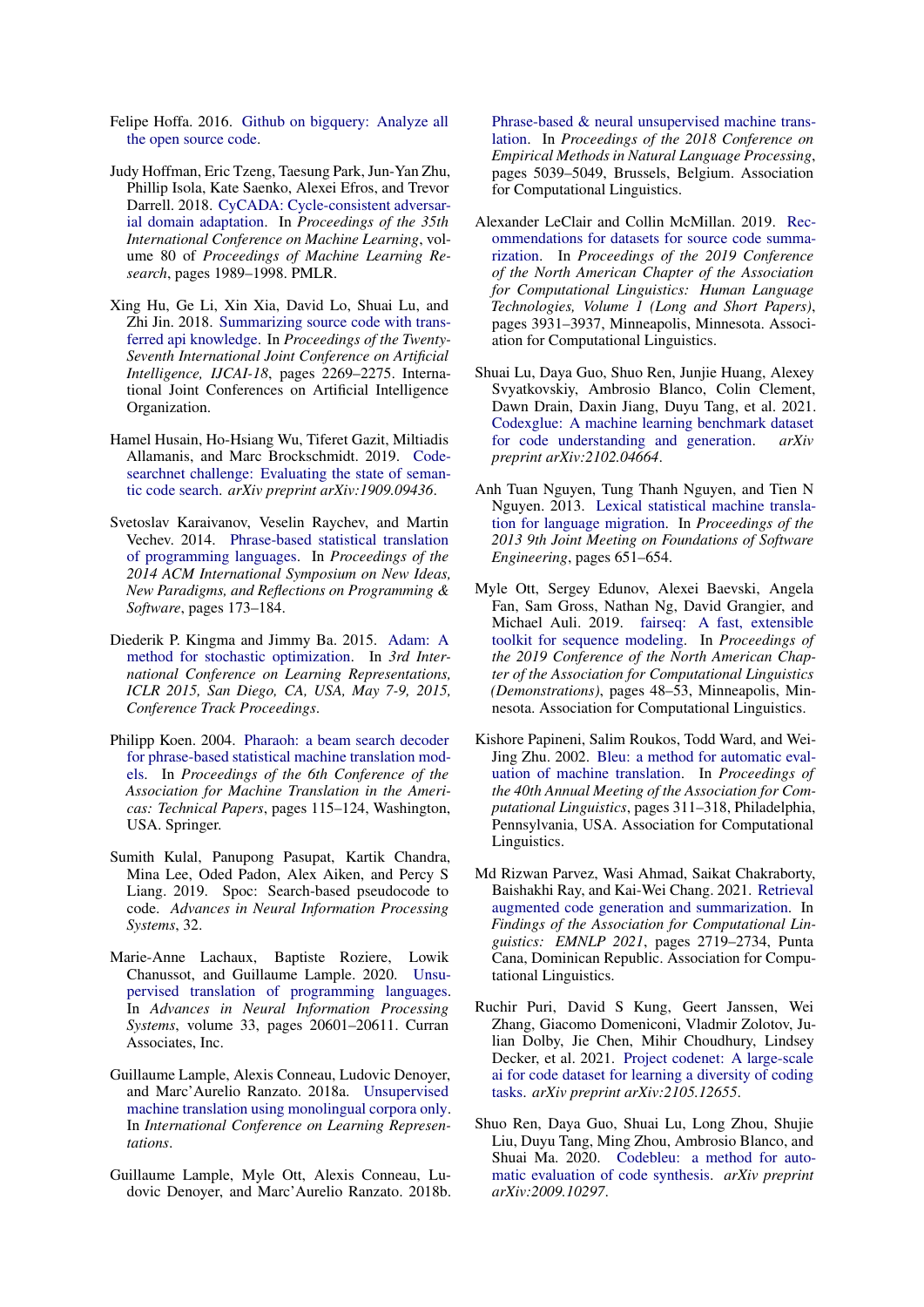Felipe Hoffa. 2016. Github on bigquery: Analyze all the open source code.

Judy Hoffman, Eric Tzeng, Taesung Park, Jun-Yan Zhu, Phillip Isola, Kate Saenko, Alexei Efros, and Trevor Darrell. 2018. CyCADA: Cycle-consistent adversarial domain adaptation. In *Proceedings of the 35th International Conference on Machine Learning*, volume 80 of *Proceedings of Machine Learning Research*, pages 1989–1998. PMLR.

Xing Hu, Ge Li, Xin Xia, David Lo, Shuai Lu, and Zhi Jin. 2018. Summarizing source code with transferred api knowledge. In *Proceedings of the Twenty-Seventh International Joint Conference on Artificial Intelligence, IJCAI-18*, pages 2269–2275. International Joint Conferences on Artificial Intelligence Organization.

Hamel Husain, Ho-Hsiang Wu, Tiferet Gazit, Miltiadis Allamanis, and Marc Brockschmidt. 2019. Codesearchnet challenge: Evaluating the state of semantic code search. *arXiv preprint arXiv:1909.09436*.

Svetoslav Karaivanov, Veselin Raychev, and Martin Vechev. 2014. Phrase-based statistical translation of programming languages. In *Proceedings of the 2014 ACM International Symposium on New Ideas, New Paradigms, and Reflections on Programming & Software*, pages 173–184.

Diederik P. Kingma and Jimmy Ba. 2015. Adam: A method for stochastic optimization. In *3rd International Conference on Learning Representations, ICLR 2015, San Diego, CA, USA, May 7-9, 2015, Conference Track Proceedings*.

Philipp Koen. 2004. Pharaoh: a beam search decoder for phrase-based statistical machine translation models. In *Proceedings of the 6th Conference of the Association for Machine Translation in the Americas: Technical Papers*, pages 115–124, Washington, USA. Springer.

Sumith Kulal, Panupong Pasupat, Kartik Chandra, Mina Lee, Oded Padon, Alex Aiken, and Percy S Liang. 2019. Spoc: Search-based pseudocode to code. *Advances in Neural Information Processing Systems*, 32.

Marie-Anne Lachaux, Baptiste Roziere, Lowik Chanussot, and Guillaume Lample. 2020. Unsupervised translation of programming languages. In *Advances in Neural Information Processing Systems*, volume 33, pages 20601–20611. Curran Associates, Inc.

Guillaume Lample, Alexis Conneau, Ludovic Denoyer, and Marc'Aurelio Ranzato. 2018a. Unsupervised machine translation using monolingual corpora only. In *International Conference on Learning Representations*.

Guillaume Lample, Myle Ott, Alexis Conneau, Ludovic Denoyer, and Marc'Aurelio Ranzato. 2018b. Phrase-based & neural unsupervised machine translation. In *Proceedings of the 2018 Conference on Empirical Methods in Natural Language Processing*, pages 5039–5049, Brussels, Belgium. Association for Computational Linguistics.

Alexander LeClair and Collin McMillan. 2019. Recommendations for datasets for source code summarization. In *Proceedings of the 2019 Conference of the North American Chapter of the Association for Computational Linguistics: Human Language Technologies, Volume 1 (Long and Short Papers)*, pages 3931–3937, Minneapolis, Minnesota. Association for Computational Linguistics.

Shuai Lu, Daya Guo, Shuo Ren, Junjie Huang, Alexey Svyatkovskiy, Ambrosio Blanco, Colin Clement, Dawn Drain, Daxin Jiang, Duyu Tang, et al. 2021. Codexglue: A machine learning benchmark dataset for code understanding and generation. *arXiv preprint arXiv:2102.04664*.

Anh Tuan Nguyen, Tung Thanh Nguyen, and Tien N Nguyen. 2013. Lexical statistical machine translation for language migration. In *Proceedings of the 2013 9th Joint Meeting on Foundations of Software Engineering*, pages 651–654.

Myle Ott, Sergey Edunov, Alexei Baevski, Angela Fan, Sam Gross, Nathan Ng, David Grangier, and Michael Auli. 2019. fairseq: A fast, extensible toolkit for sequence modeling. In *Proceedings of the 2019 Conference of the North American Chapter of the Association for Computational Linguistics (Demonstrations)*, pages 48–53, Minneapolis, Minnesota. Association for Computational Linguistics.

Kishore Papineni, Salim Roukos, Todd Ward, and Wei-Jing Zhu. 2002. Bleu: a method for automatic evaluation of machine translation. In *Proceedings of the 40th Annual Meeting of the Association for Computational Linguistics*, pages 311–318, Philadelphia, Pennsylvania, USA. Association for Computational Linguistics.

Md Rizwan Parvez, Wasi Ahmad, Saikat Chakraborty, Baishakhi Ray, and Kai-Wei Chang. 2021. Retrieval augmented code generation and summarization. In *Findings of the Association for Computational Linguistics: EMNLP 2021*, pages 2719–2734, Punta Cana, Dominican Republic. Association for Computational Linguistics.

Ruchir Puri, David S Kung, Geert Janssen, Wei Zhang, Giacomo Domeniconi, Vladmir Zolotov, Julian Dolby, Jie Chen, Mihir Choudhury, Lindsey Decker, et al. 2021. Project codenet: A large-scale ai for code dataset for learning a diversity of coding tasks. *arXiv preprint arXiv:2105.12655*.

Shuo Ren, Daya Guo, Shuai Lu, Long Zhou, Shujie Liu, Duyu Tang, Ming Zhou, Ambrosio Blanco, and Shuai Ma. 2020. Codebleu: a method for automatic evaluation of code synthesis. *arXiv preprint arXiv:2009.10297*.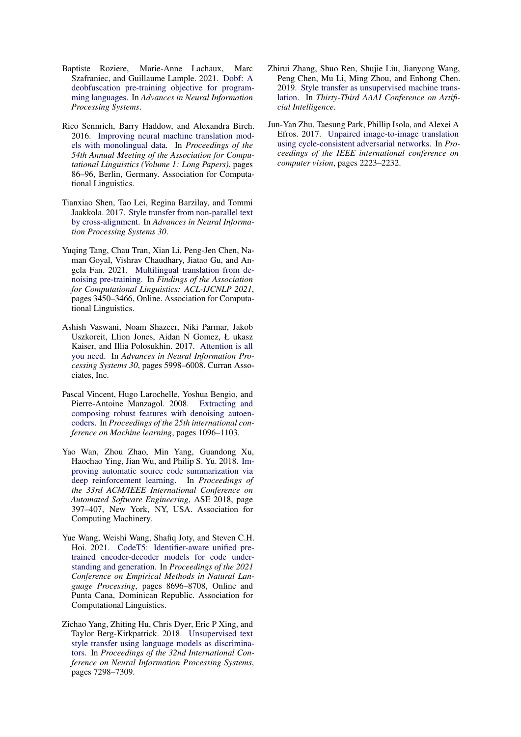Baptiste Roziere, Marie-Anne Lachaux, Marc Szafraniec, and Guillaume Lample. 2021. Dobf: A deobfuscation pre-training objective for programming languages. In *Advances in Neural Information Processing Systems*.

Rico Sennrich, Barry Haddow, and Alexandra Birch. 2016. Improving neural machine translation models with monolingual data. In *Proceedings of the 54th Annual Meeting of the Association for Computational Linguistics (Volume 1: Long Papers)*, pages 86–96, Berlin, Germany. Association for Computational Linguistics.

Tianxiao Shen, Tao Lei, Regina Barzilay, and Tommi Jaakkola. 2017. Style transfer from non-parallel text by cross-alignment. In *Advances in Neural Information Processing Systems 30*.

Yuqing Tang, Chau Tran, Xian Li, Peng-Jen Chen, Naman Goyal, Vishrav Chaudhary, Jiatao Gu, and Angela Fan. 2021. Multilingual translation from denoising pre-training. In *Findings of the Association for Computational Linguistics: ACL-IJCNLP 2021*, pages 3450–3466, Online. Association for Computational Linguistics.

Ashish Vaswani, Noam Shazeer, Niki Parmar, Jakob Uszkoreit, Llion Jones, Aidan N Gomez, Ł ukasz Kaiser, and Illia Polosukhin. 2017. Attention is all you need. In *Advances in Neural Information Processing Systems 30*, pages 5998–6008. Curran Associates, Inc.

Pascal Vincent, Hugo Larochelle, Yoshua Bengio, and Pierre-Antoine Manzagol. 2008. Extracting and composing robust features with denoising autoencoders. In *Proceedings of the 25th international conference on Machine learning*, pages 1096–1103.

Yao Wan, Zhou Zhao, Min Yang, Guandong Xu, Haochao Ying, Jian Wu, and Philip S. Yu. 2018. Improving automatic source code summarization via deep reinforcement learning. In *Proceedings of the 33rd ACM/IEEE International Conference on Automated Software Engineering*, ASE 2018, page 397–407, New York, NY, USA. Association for Computing Machinery.

Yue Wang, Weishi Wang, Shafiq Joty, and Steven C.H. Hoi. 2021. CodeT5: Identifier-aware unified pre-trained encoder-decoder models for code understanding and generation. In *Proceedings of the 2021 Conference on Empirical Methods in Natural Language Processing*, pages 8696–8708, Online and Punta Cana, Dominican Republic. Association for Computational Linguistics.

Zichao Yang, Zhiting Hu, Chris Dyer, Eric P Xing, and Taylor Berg-Kirkpatrick. 2018. Unsupervised text style transfer using language models as discriminators. In *Proceedings of the 32nd International Conference on Neural Information Processing Systems*, pages 7298–7309.

Zhirui Zhang, Shuo Ren, Shujie Liu, Jianyong Wang, Peng Chen, Mu Li, Ming Zhou, and Enhong Chen. 2019. Style transfer as unsupervised machine translation. In *Thirty-Third AAAI Conference on Artificial Intelligence*.

Jun-Yan Zhu, Taesung Park, Phillip Isola, and Alexei A Efros. 2017. Unpaired image-to-image translation using cycle-consistent adversarial networks. In *Proceedings of the IEEE international conference on computer vision*, pages 2223–2232.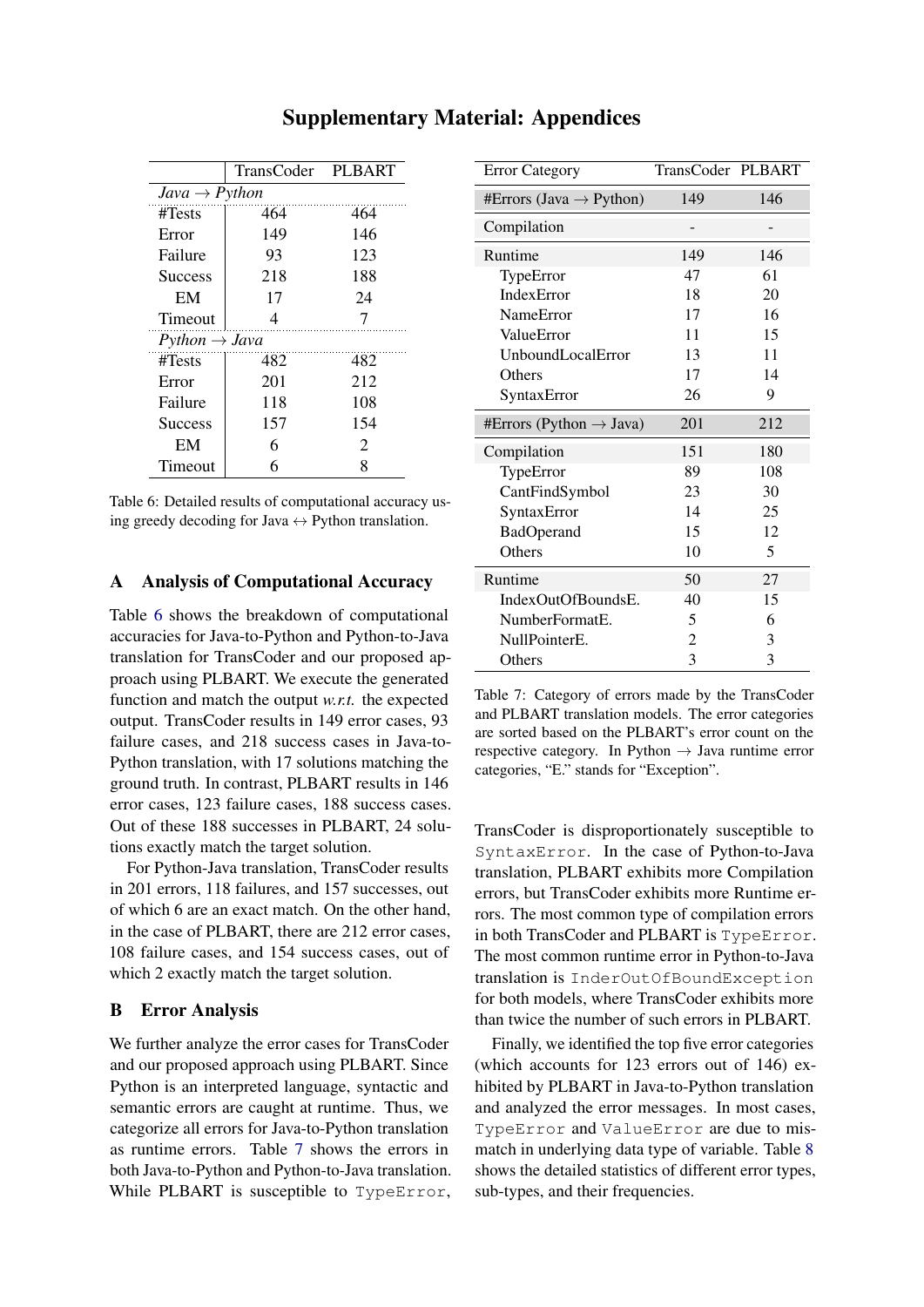# Supplementary Material: Appendices

| | TransCoder | PLBART |
|---|---|---|
| *Java → Python* | | |
| #Tests | 464 | 464 |
| Error | 149 | 146 |
| Failure | 93 | 123 |
| Success | 218 | 188 |
| EM | 17 | 24 |
| Timeout | 4 | 7 |
| *Python → Java* | | |
| #Tests | 482 | 482 |
| Error | 201 | 212 |
| Failure | 118 | 108 |
| Success | 157 | 154 |
| EM | 6 | 2 |
| Timeout | 6 | 8 |

Table 6: Detailed results of computational accuracy using greedy decoding for Java ↔ Python translation.

## A Analysis of Computational Accuracy

Table 6 shows the breakdown of computational accuracies for Java-to-Python and Python-to-Java translation for TransCoder and our proposed approach using PLBART. We execute the generated function and match the output *w.r.t.* the expected output. TransCoder results in 149 error cases, 93 failure cases, and 218 success cases in Java-to-Python translation, with 17 solutions matching the ground truth. In contrast, PLBART results in 146 error cases, 123 failure cases, 188 success cases. Out of these 188 successes in PLBART, 24 solutions exactly match the target solution.

For Python-Java translation, TransCoder results in 201 errors, 118 failures, and 157 successes, out of which 6 are an exact match. On the other hand, in the case of PLBART, there are 212 error cases, 108 failure cases, and 154 success cases, out of which 2 exactly match the target solution.

## B Error Analysis

We further analyze the error cases for TransCoder and our proposed approach using PLBART. Since Python is an interpreted language, syntactic and semantic errors are caught at runtime. Thus, we categorize all errors for Java-to-Python translation as runtime errors. Table 7 shows the errors in both Java-to-Python and Python-to-Java translation. While PLBART is susceptible to `TypeError`, TransCoder is disproportionately susceptible to `SyntaxError`. In the case of Python-to-Java translation, PLBART exhibits more Compilation errors, but TransCoder exhibits more Runtime errors. The most common type of compilation errors in both TransCoder and PLBART is `TypeError`. The most common runtime error in Python-to-Java translation is `InderOutOfBoundException` for both models, where TransCoder exhibits more than twice the number of such errors in PLBART.

| Error Category | TransCoder | PLBART |
|---|---|---|
| #Errors (Java → Python) | 149 | 146 |
| Compilation | - | - |
| Runtime | 149 | 146 |
| TypeError | 47 | 61 |
| IndexError | 18 | 20 |
| NameError | 17 | 16 |
| ValueError | 11 | 15 |
| UnboundLocalError | 13 | 11 |
| Others | 17 | 14 |
| SyntaxError | 26 | 9 |
| #Errors (Python → Java) | 201 | 212 |
| Compilation | 151 | 180 |
| TypeError | 89 | 108 |
| CantFindSymbol | 23 | 30 |
| SyntaxError | 14 | 25 |
| BadOperand | 15 | 12 |
| Others | 10 | 5 |
| Runtime | 50 | 27 |
| IndexOutOfBoundsE. | 40 | 15 |
| NumberFormatE. | 5 | 6 |
| NullPointerE. | 2 | 3 |
| Others | 3 | 3 |

Table 7: Category of errors made by the TransCoder and PLBART translation models. The error categories are sorted based on the PLBART's error count on the respective category. In Python → Java runtime error categories, "E." stands for "Exception".

Finally, we identified the top five error categories (which accounts for 123 errors out of 146) exhibited by PLBART in Java-to-Python translation and analyzed the error messages. In most cases, `TypeError` and `ValueError` are due to mismatch in underlying data type of variable. Table 8 shows the detailed statistics of different error types, sub-types, and their frequencies.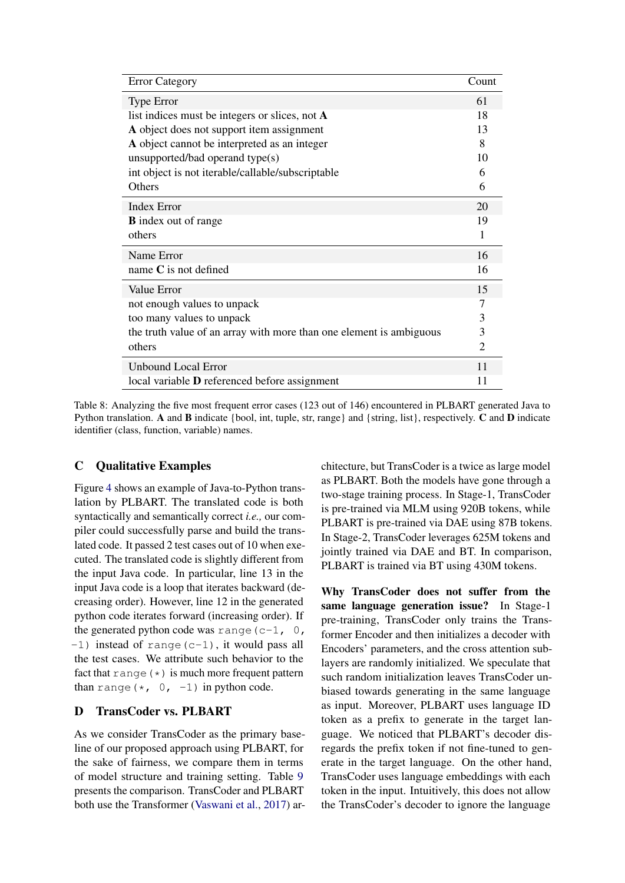| Error Category | Count |
|---|---|
| Type Error | 61 |
| list indices must be integers or slices, not **A** | 18 |
| **A** object does not support item assignment | 13 |
| **A** object cannot be interpreted as an integer | 8 |
| unsupported/bad operand type(s) | 10 |
| int object is not iterable/callable/subscriptable | 6 |
| Others | 6 |
| Index Error | 20 |
| **B** index out of range | 19 |
| others | 1 |
| Name Error | 16 |
| name **C** is not defined | 16 |
| Value Error | 15 |
| not enough values to unpack | 7 |
| too many values to unpack | 3 |
| the truth value of an array with more than one element is ambiguous | 3 |
| others | 2 |
| Unbound Local Error | 11 |
| local variable **D** referenced before assignment | 11 |

Table 8: Analyzing the five most frequent error cases (123 out of 146) encountered in PLBART generated Java to Python translation. **A** and **B** indicate {bool, int, tuple, str, range} and {string, list}, respectively. **C** and **D** indicate identifier (class, function, variable) names.

## C Qualitative Examples

Figure 4 shows an example of Java-to-Python translation by PLBART. The translated code is both syntactically and semantically correct *i.e.,* our compiler could successfully parse and build the translated code. It passed 2 test cases out of 10 when executed. The translated code is slightly different from the input Java code. In particular, line 13 in the input Java code is a loop that iterates backward (decreasing order). However, line 12 in the generated python code iterates forward (increasing order). If the generated python code was `range(c-1, 0, -1)` instead of `range(c-1)`, it would pass all the test cases. We attribute such behavior to the fact that `range(*)` is much more frequent pattern than `range(*, 0, -1)` in python code.

## D TransCoder vs. PLBART

As we consider TransCoder as the primary baseline of our proposed approach using PLBART, for the sake of fairness, we compare them in terms of model structure and training setting. Table 9 presents the comparison. TransCoder and PLBART both use the Transformer (Vaswani et al., 2017) architecture, but TransCoder is a twice as large model as PLBART. Both the models have gone through a two-stage training process. In Stage-1, TransCoder is pre-trained via MLM using 920B tokens, while PLBART is pre-trained via DAE using 87B tokens. In Stage-2, TransCoder leverages 625M tokens and jointly trained via DAE and BT. In comparison, PLBART is trained via BT using 430M tokens.

**Why TransCoder does not suffer from the same language generation issue?** In Stage-1 pre-training, TransCoder only trains the Transformer Encoder and then initializes a decoder with Encoders' parameters, and the cross attention sub-layers are randomly initialized. We speculate that such random initialization leaves TransCoder unbiased towards generating in the same language as input. Moreover, PLBART uses language ID token as a prefix to generate in the target language. We noticed that PLBART's decoder disregards the prefix token if not fine-tuned to generate in the target language. On the other hand, TransCoder uses language embeddings with each token in the input. Intuitively, this does not allow the TransCoder's decoder to ignore the language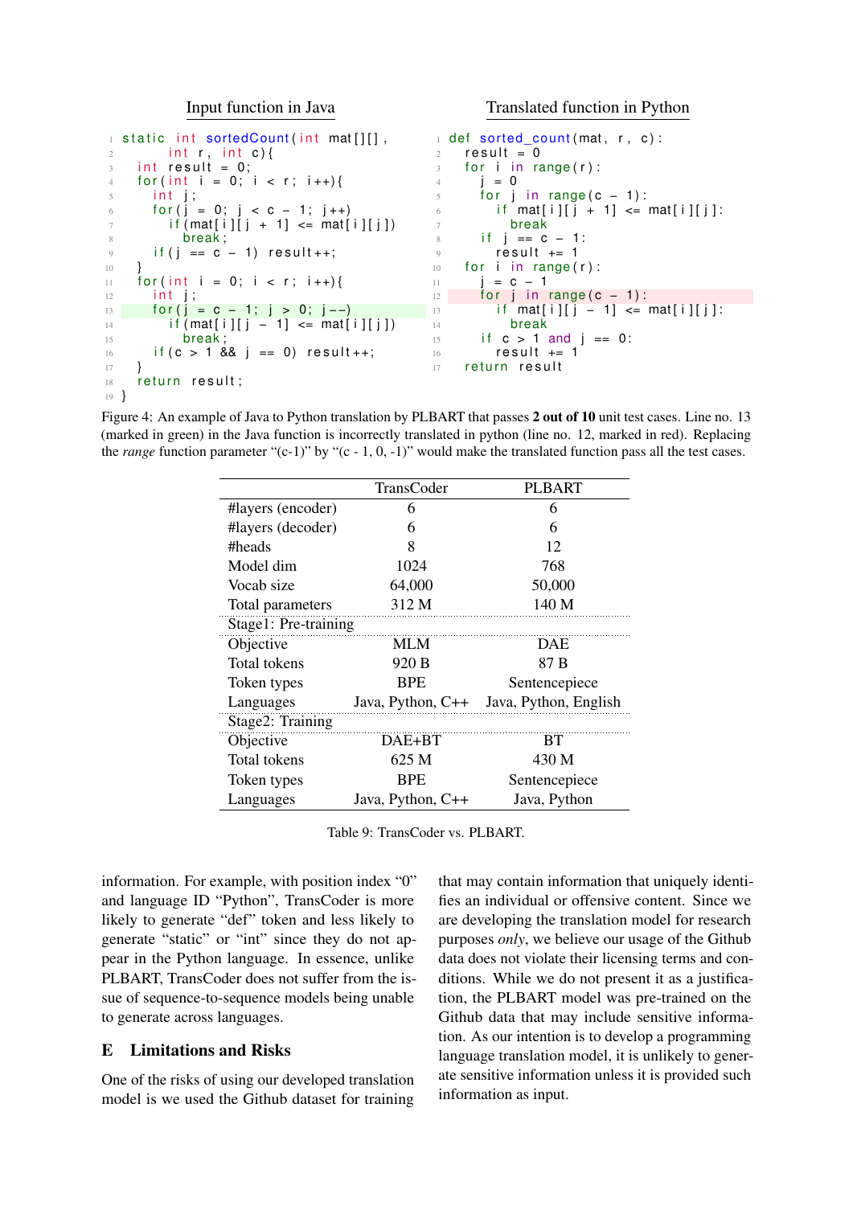**Input function in Java**

```java
static int sortedCount(int mat[][],
      int r, int c){
  int result = 0;
  for(int i = 0; i < r; i++){
    int j;
    for(j = 0; j < c - 1; j++)
      if(mat[i][j + 1] <= mat[i][j])
        break;
    if(j == c - 1) result++;
  }
  for(int i = 0; i < r; i++){
    int j;
    for(j = c - 1; j > 0; j--)
      if(mat[i][j - 1] <= mat[i][j])
        break;
    if(c > 1 && j == 0) result++;
  }
  return result;
}
```

**Translated function in Python**

```python
def sorted_count(mat, r, c):
  result = 0
  for i in range(r):
    j = 0
    for j in range(c - 1):
      if mat[i][j + 1] <= mat[i][j]:
        break
    if j == c - 1:
      result += 1
  for i in range(r):
    j = c - 1
    for j in range(c - 1):
      if mat[i][j - 1] <= mat[i][j]:
        break
    if c > 1 and j == 0:
      result += 1
  return result
```

Figure 4: An example of Java to Python translation by PLBART that passes **2 out of 10** unit test cases. Line no. 13 (marked in green) in the Java function is incorrectly translated in python (line no. 12, marked in red). Replacing the *range* function parameter "(c-1)" by "(c - 1, 0, -1)" would make the translated function pass all the test cases.

| | TransCoder | PLBART |
|---|---|---|
| #layers (encoder) | 6 | 6 |
| #layers (decoder) | 6 | 6 |
| #heads | 8 | 12 |
| Model dim | 1024 | 768 |
| Vocab size | 64,000 | 50,000 |
| Total parameters | 312 M | 140 M |
| Stage1: Pre-training | | |
| Objective | MLM | DAE |
| Total tokens | 920 B | 87 B |
| Token types | BPE | Sentencepiece |
| Languages | Java, Python, C++ | Java, Python, English |
| Stage2: Training | | |
| Objective | DAE+BT | BT |
| Total tokens | 625 M | 430 M |
| Token types | BPE | Sentencepiece |
| Languages | Java, Python, C++ | Java, Python |

Table 9: TransCoder vs. PLBART.

information. For example, with position index "0" and language ID "Python", TransCoder is more likely to generate "def" token and less likely to generate "static" or "int" since they do not appear in the Python language. In essence, unlike PLBART, TransCoder does not suffer from the issue of sequence-to-sequence models being unable to generate across languages.

## E Limitations and Risks

One of the risks of using our developed translation model is we used the Github dataset for training that may contain information that uniquely identifies an individual or offensive content. Since we are developing the translation model for research purposes *only*, we believe our usage of the Github data does not violate their licensing terms and conditions. While we do not present it as a justification, the PLBART model was pre-trained on the Github data that may include sensitive information. As our intention is to develop a programming language translation model, it is unlikely to generate sensitive information unless it is provided such information as input.